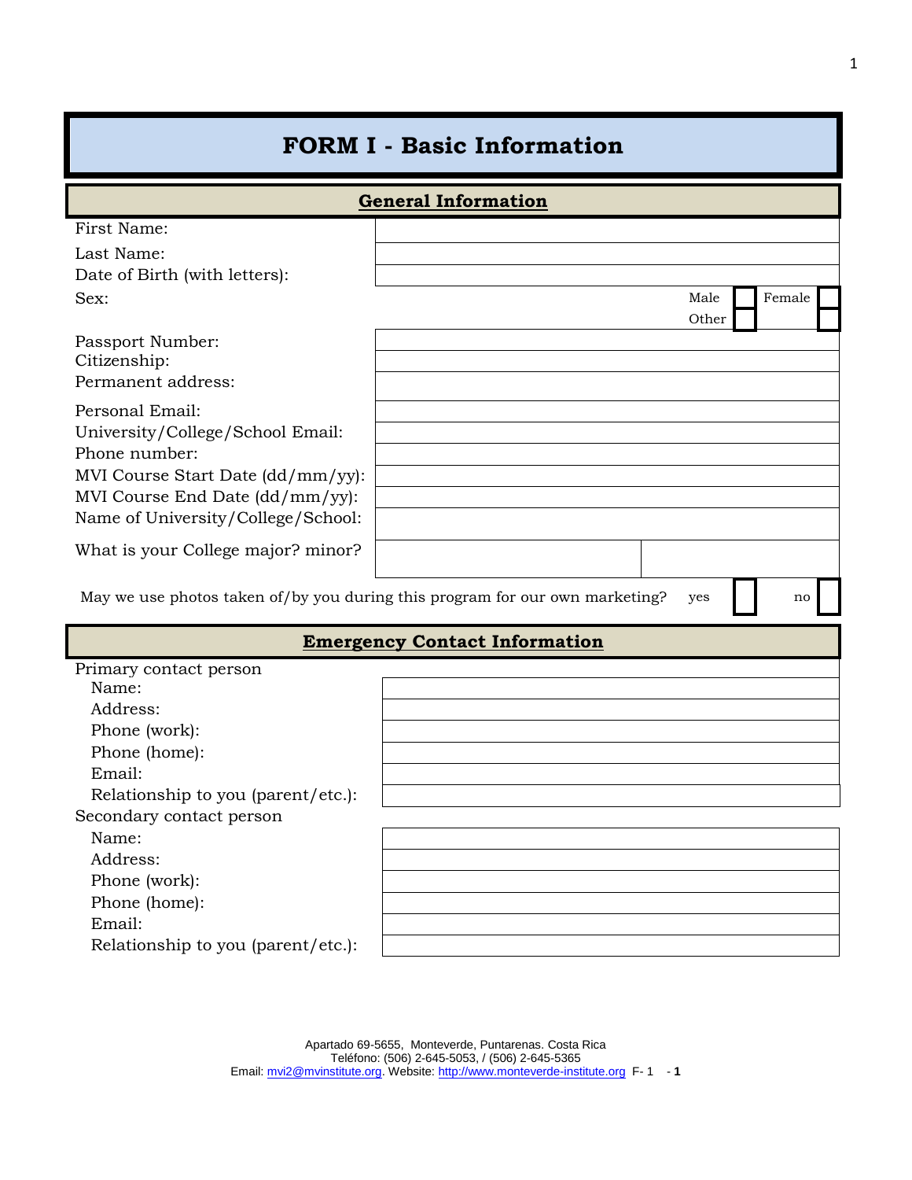# FORM I - Basic Information

## General Information

| | |
|---|---|
| First Name: | |
| Last Name: | |
| Date of Birth (with letters): | |
| Sex: | Male ☐ Female ☐ Other ☐ |
| Passport Number: | |
| Citizenship: | |
| Permanent address: | |
| Personal Email: | |
| University/College/School Email: | |
| Phone number: | |
| MVI Course Start Date (dd/mm/yy): | |
| MVI Course End Date (dd/mm/yy): | |
| Name of University/College/School: | |
| What is your College major? minor? | |

May we use photos taken of/by you during this program for our own marketing? yes ☐ no ☐

## Emergency Contact Information

Primary contact person

| | |
|---|---|
| Name: | |
| Address: | |
| Phone (work): | |
| Phone (home): | |
| Email: | |
| Relationship to you (parent/etc.): | |

Secondary contact person

| | |
|---|---|
| Name: | |
| Address: | |
| Phone (work): | |
| Phone (home): | |
| Email: | |
| Relationship to you (parent/etc.): | |

Apartado 69-5655, Monteverde, Puntarenas. Costa Rica
Teléfono: (506) 2-645-5053, / (506) 2-645-5365
Email: mvi2@mvinstitute.org. Website: http://www.monteverde-institute.org F- 1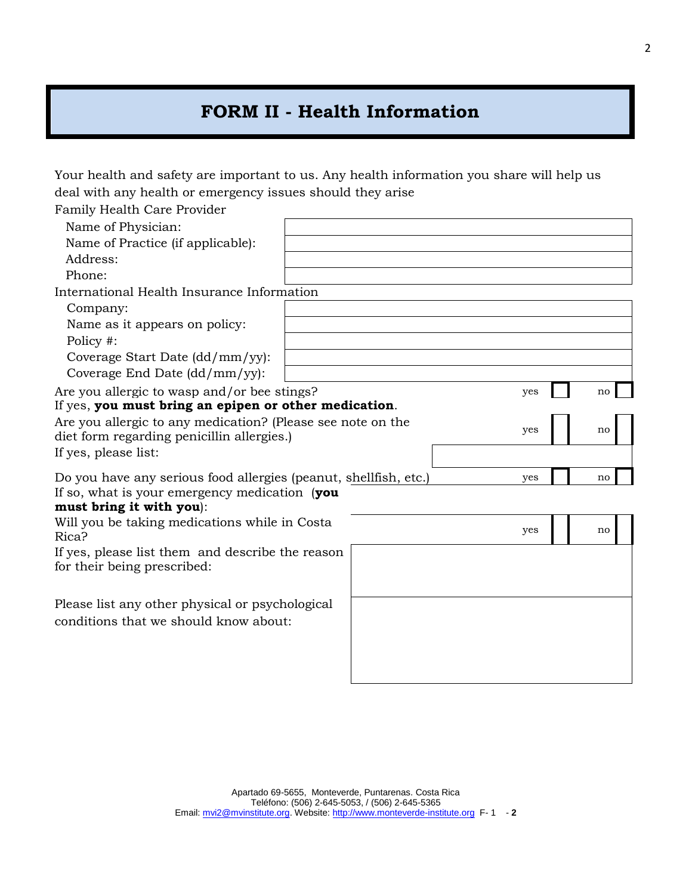# FORM II - Health Information

Your health and safety are important to us. Any health information you share will help us deal with any health or emergency issues should they arise

Family Health Care Provider

| | |
|---|---|
| Name of Physician: | |
| Name of Practice (if applicable): | |
| Address: | |
| Phone: | |

International Health Insurance Information

| | |
|---|---|
| Company: | |
| Name as it appears on policy: | |
| Policy #: | |
| Coverage Start Date (dd/mm/yy): | |
| Coverage End Date (dd/mm/yy): | |

Are you allergic to wasp and/or bee stings? yes ☐ no ☐

If yes, **you must bring an epipen or other medication**.

Are you allergic to any medication? (Please see note on the diet form regarding penicillin allergies.) yes ☐ no ☐

If yes, please list:

Do you have any serious food allergies (peanut, shellfish, etc.) yes ☐ no ☐

If so, what is your emergency medication (**you must bring it with you**):

Will you be taking medications while in Costa Rica? yes ☐ no ☐

If yes, please list them and describe the reason for their being prescribed:

Please list any other physical or psychological conditions that we should know about:

Apartado 69-5655, Monteverde, Puntarenas. Costa Rica
Teléfono: (506) 2-645-5053, / (506) 2-645-5365
Email: mvi2@mvinstitute.org. Website: http://www.monteverde-institute.org F- 1 - 2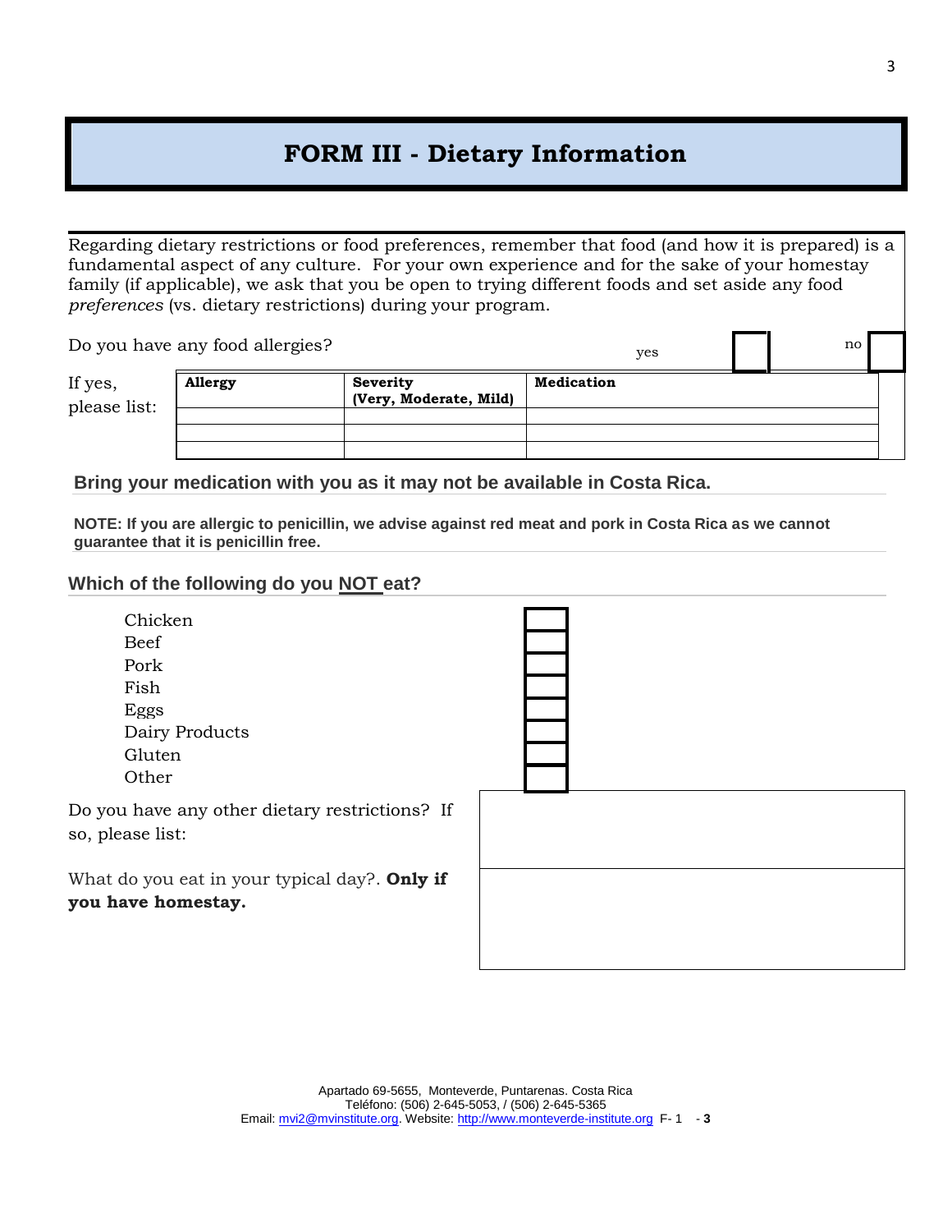# FORM III - Dietary Information

Regarding dietary restrictions or food preferences, remember that food (and how it is prepared) is a fundamental aspect of any culture. For your own experience and for the sake of your homestay family (if applicable), we ask that you be open to trying different foods and set aside any food *preferences* (vs. dietary restrictions) during your program.

Do you have any food allergies? yes ☐ no ☐

If yes, please list:

| Allergy | Severity (Very, Moderate, Mild) | Medication |
|---|---|---|
| | | |
| | | |
| | | |

**Bring your medication with you as it may not be available in Costa Rica.**

**NOTE: If you are allergic to penicillin, we advise against red meat and pork in Costa Rica as we cannot guarantee that it is penicillin free.**

## Which of the following do you NOT eat?

- Chicken ☐
- Beef ☐
- Pork ☐
- Fish ☐
- Eggs ☐
- Dairy Products ☐
- Gluten ☐
- Other ☐

Do you have any other dietary restrictions? If so, please list:

What do you eat in your typical day?. **Only if you have homestay.**

Apartado 69-5655, Monteverde, Puntarenas. Costa Rica
Teléfono: (506) 2-645-5053, / (506) 2-645-5365
Email: mvi2@mvinstitute.org. Website: http://www.monteverde-institute.org